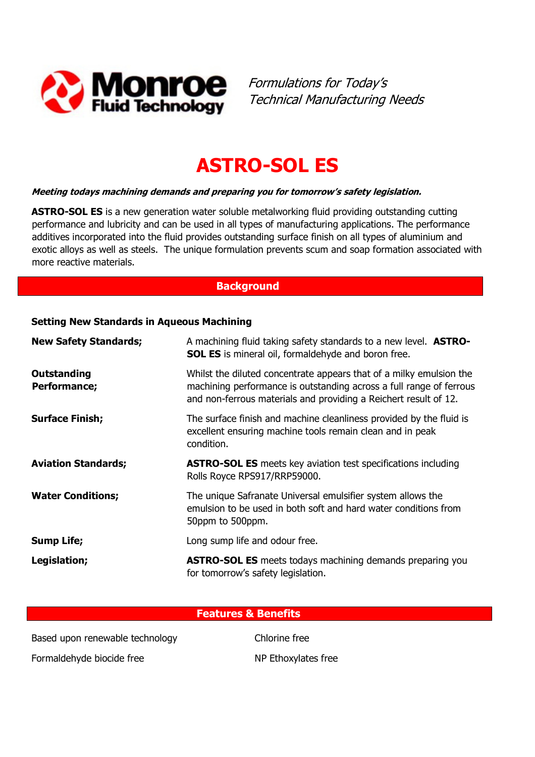**Monroe Fluid Technology**

*Formulations for Today's Technical Manufacturing Needs*

# ASTRO-SOL ES

***Meeting todays machining demands and preparing you for tomorrow's safety legislation.***

**ASTRO-SOL ES** is a new generation water soluble metalworking fluid providing outstanding cutting performance and lubricity and can be used in all types of manufacturing applications. The performance additives incorporated into the fluid provides outstanding surface finish on all types of aluminium and exotic alloys as well as steels. The unique formulation prevents scum and soap formation associated with more reactive materials.

## Background

### Setting New Standards in Aqueous Machining

| | |
|---|---|
| **New Safety Standards;** | A machining fluid taking safety standards to a new level. **ASTRO-SOL ES** is mineral oil, formaldehyde and boron free. |
| **Outstanding Performance;** | Whilst the diluted concentrate appears that of a milky emulsion the machining performance is outstanding across a full range of ferrous and non-ferrous materials and providing a Reichert result of 12. |
| **Surface Finish;** | The surface finish and machine cleanliness provided by the fluid is excellent ensuring machine tools remain clean and in peak condition. |
| **Aviation Standards;** | **ASTRO-SOL ES** meets key aviation test specifications including Rolls Royce RPS917/RRP59000. |
| **Water Conditions;** | The unique Safranate Universal emulsifier system allows the emulsion to be used in both soft and hard water conditions from 50ppm to 500ppm. |
| **Sump Life;** | Long sump life and odour free. |
| **Legislation;** | **ASTRO-SOL ES** meets todays machining demands preparing you for tomorrow's safety legislation. |

## Features & Benefits

| | |
|---|---|
| Based upon renewable technology | Chlorine free |
| Formaldehyde biocide free | NP Ethoxylates free |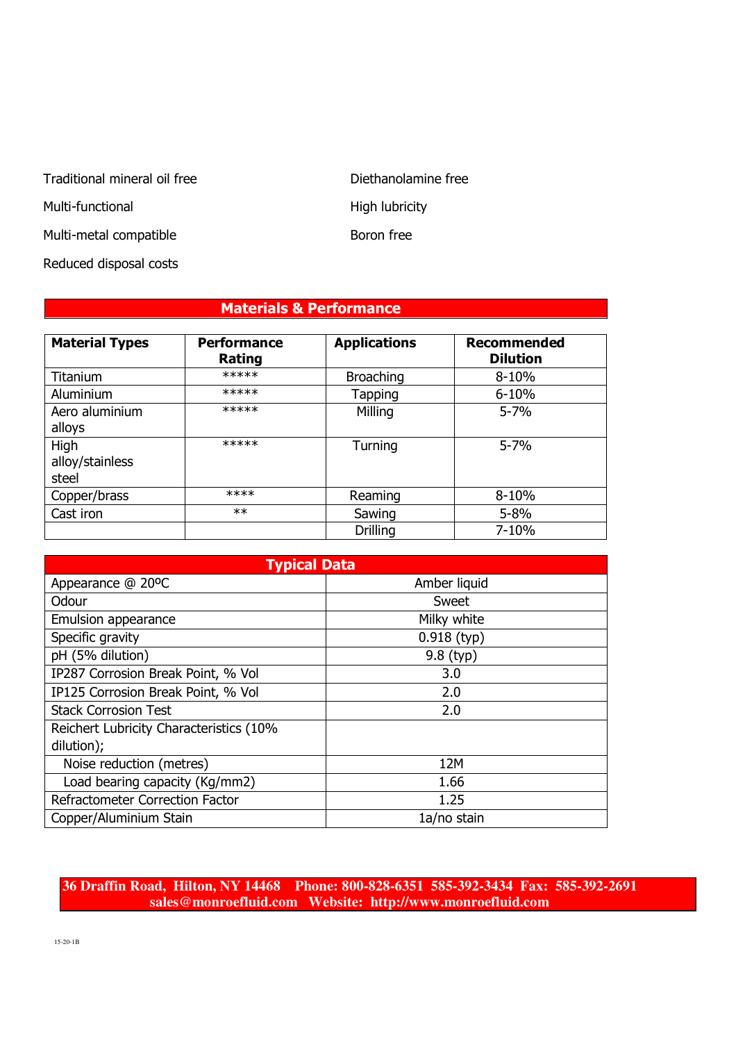Traditional mineral oil free

Multi-functional

Multi-metal compatible

Reduced disposal costs

Diethanolamine free

High lubricity

Boron free

## Materials & Performance

| Material Types | Performance Rating | Applications | Recommended Dilution |
|---|---|---|---|
| Titanium | ***** | Broaching | 8-10% |
| Aluminium | ***** | Tapping | 6-10% |
| Aero aluminium alloys | ***** | Milling | 5-7% |
| High alloy/stainless steel | ***** | Turning | 5-7% |
| Copper/brass | **** | Reaming | 8-10% |
| Cast iron | ** | Sawing | 5-8% |
| | | Drilling | 7-10% |

## Typical Data

| | |
|---|---|
| Appearance @ 20ºC | Amber liquid |
| Odour | Sweet |
| Emulsion appearance | Milky white |
| Specific gravity | 0.918 (typ) |
| pH (5% dilution) | 9.8 (typ) |
| IP287 Corrosion Break Point, % Vol | 3.0 |
| IP125 Corrosion Break Point, % Vol | 2.0 |
| Stack Corrosion Test | 2.0 |
| Reichert Lubricity Characteristics (10% dilution); | |
| Noise reduction (metres) | 12M |
| Load bearing capacity (Kg/mm2) | 1.66 |
| Refractometer Correction Factor | 1.25 |
| Copper/Aluminium Stain | 1a/no stain |

**36 Draffin Road, Hilton, NY 14468 Phone: 800-828-6351 585-392-3434 Fax: 585-392-2691**
**sales@monroefluid.com Website: http://www.monroefluid.com**

15-20-1B